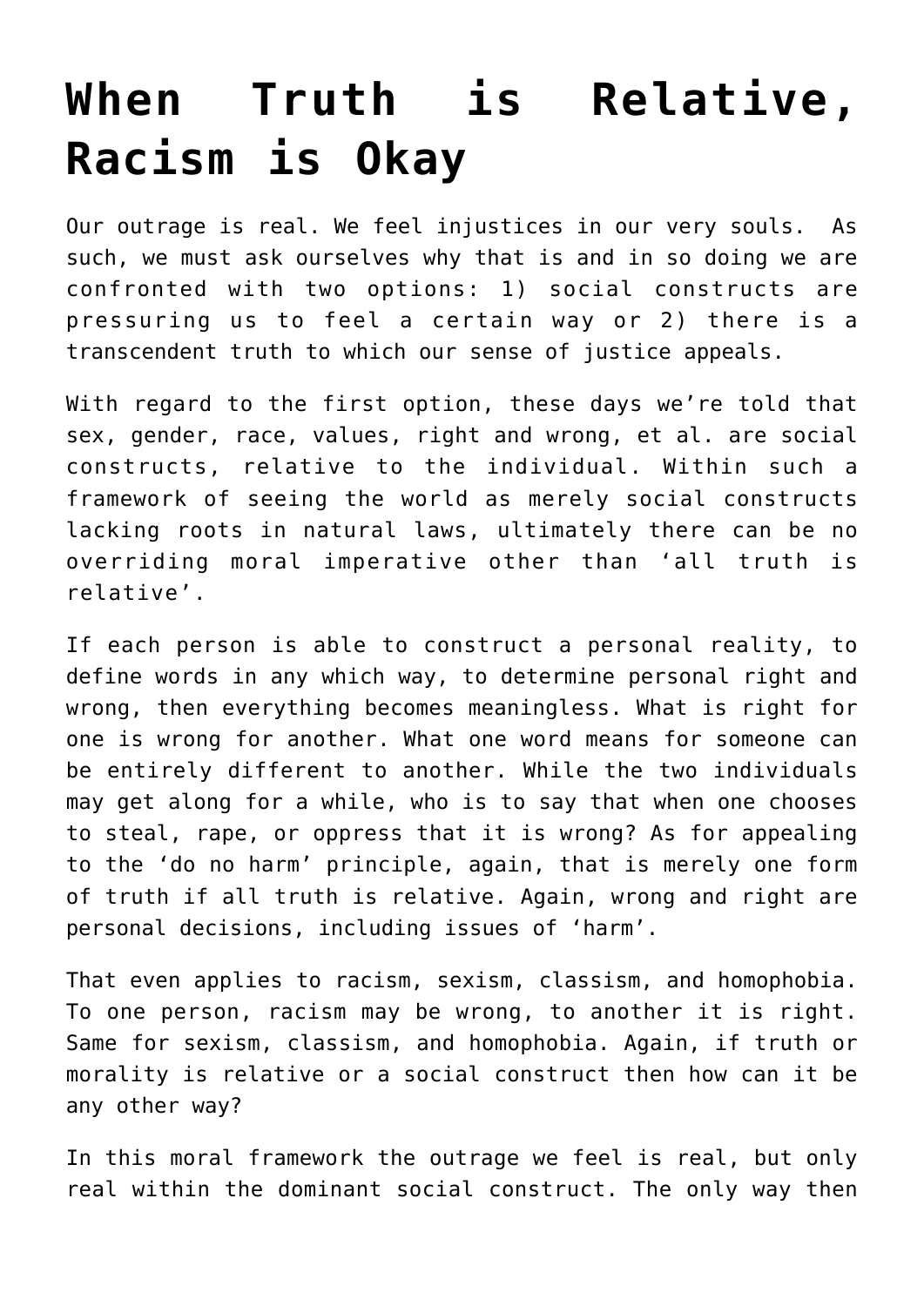# When Truth is Relative, Racism is Okay

Our outrage is real. We feel injustices in our very souls.  As such, we must ask ourselves why that is and in so doing we are confronted with two options: 1) social constructs are pressuring us to feel a certain way or 2) there is a transcendent truth to which our sense of justice appeals.

With regard to the first option, these days we're told that sex, gender, race, values, right and wrong, et al. are social constructs, relative to the individual. Within such a framework of seeing the world as merely social constructs lacking roots in natural laws, ultimately there can be no overriding moral imperative other than 'all truth is relative'.

If each person is able to construct a personal reality, to define words in any which way, to determine personal right and wrong, then everything becomes meaningless. What is right for one is wrong for another. What one word means for someone can be entirely different to another. While the two individuals may get along for a while, who is to say that when one chooses to steal, rape, or oppress that it is wrong? As for appealing to the 'do no harm' principle, again, that is merely one form of truth if all truth is relative. Again, wrong and right are personal decisions, including issues of 'harm'.

That even applies to racism, sexism, classism, and homophobia. To one person, racism may be wrong, to another it is right. Same for sexism, classism, and homophobia. Again, if truth or morality is relative or a social construct then how can it be any other way?

In this moral framework the outrage we feel is real, but only real within the dominant social construct. The only way then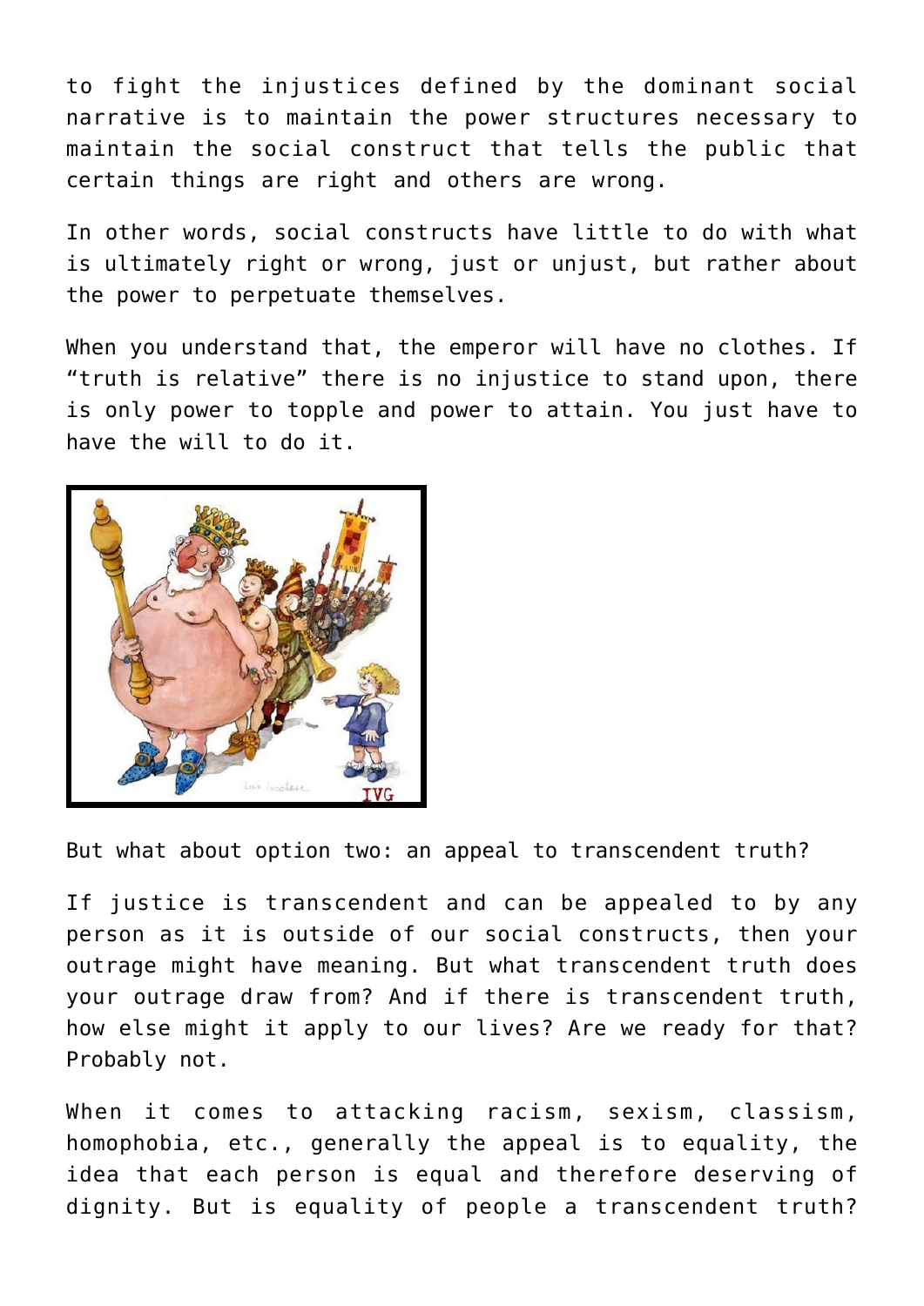to fight the injustices defined by the dominant social narrative is to maintain the power structures necessary to maintain the social construct that tells the public that certain things are right and others are wrong.

In other words, social constructs have little to do with what is ultimately right or wrong, just or unjust, but rather about the power to perpetuate themselves.

When you understand that, the emperor will have no clothes. If "truth is relative" there is no injustice to stand upon, there is only power to topple and power to attain. You just have to have the will to do it.

But what about option two: an appeal to transcendent truth?

If justice is transcendent and can be appealed to by any person as it is outside of our social constructs, then your outrage might have meaning. But what transcendent truth does your outrage draw from? And if there is transcendent truth, how else might it apply to our lives? Are we ready for that? Probably not.

When it comes to attacking racism, sexism, classism, homophobia, etc., generally the appeal is to equality, the idea that each person is equal and therefore deserving of dignity. But is equality of people a transcendent truth?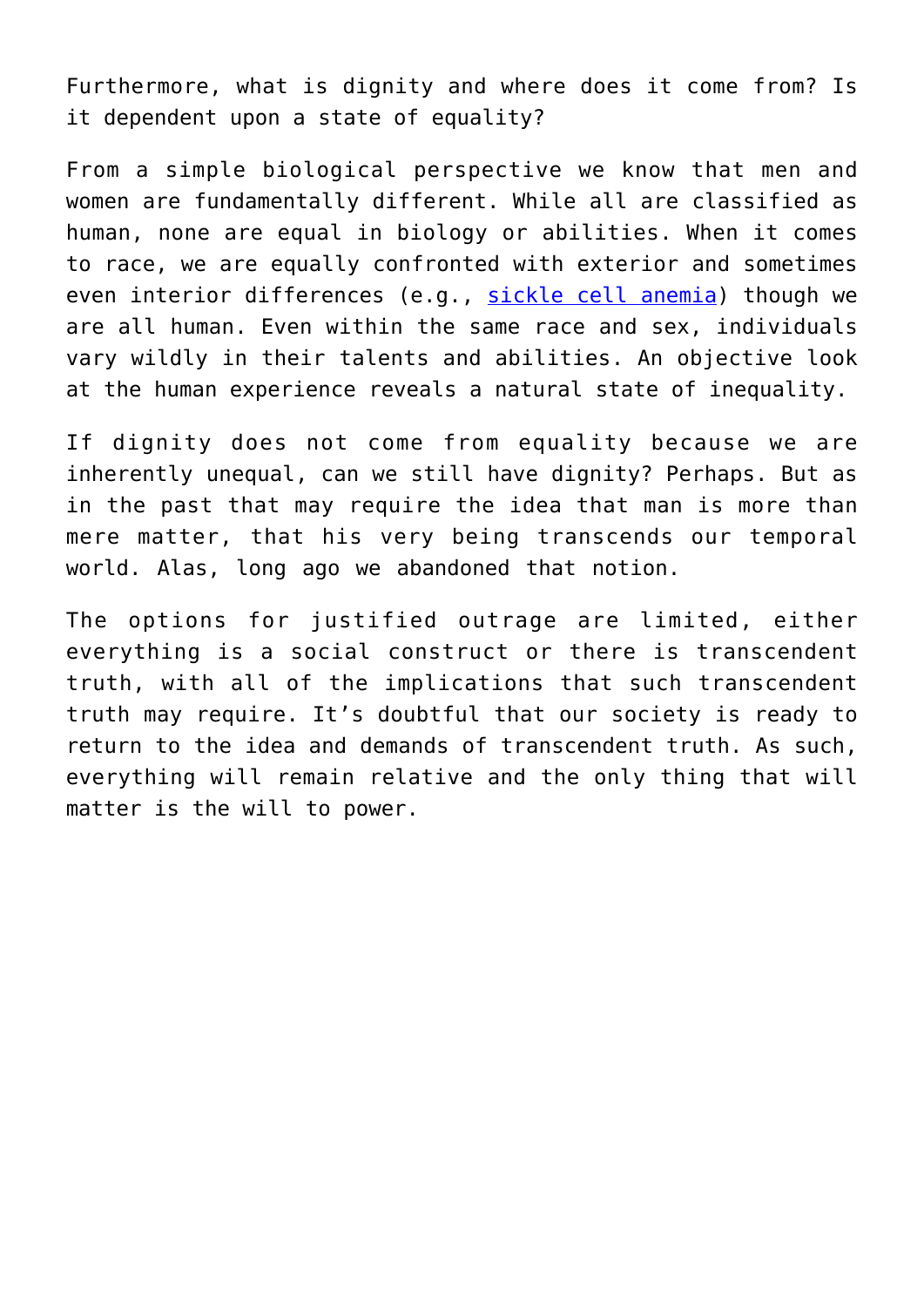Furthermore, what is dignity and where does it come from? Is it dependent upon a state of equality?

From a simple biological perspective we know that men and women are fundamentally different. While all are classified as human, none are equal in biology or abilities. When it comes to race, we are equally confronted with exterior and sometimes even interior differences (e.g., sickle cell anemia) though we are all human. Even within the same race and sex, individuals vary wildly in their talents and abilities. An objective look at the human experience reveals a natural state of inequality.

If dignity does not come from equality because we are inherently unequal, can we still have dignity? Perhaps. But as in the past that may require the idea that man is more than mere matter, that his very being transcends our temporal world. Alas, long ago we abandoned that notion.

The options for justified outrage are limited, either everything is a social construct or there is transcendent truth, with all of the implications that such transcendent truth may require. It's doubtful that our society is ready to return to the idea and demands of transcendent truth. As such, everything will remain relative and the only thing that will matter is the will to power.